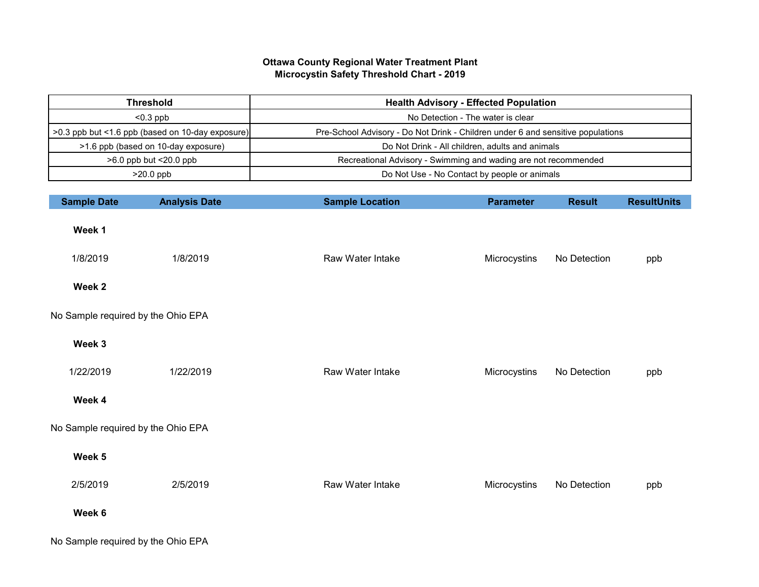**Ottawa County Regional Water Treatment Plant**
**Microcystin Safety Threshold Chart - 2019**

| Threshold | Health Advisory - Effected Population |
| --- | --- |
| <0.3 ppb | No Detection - The water is clear |
| >0.3 ppb but <1.6 ppb (based on 10-day exposure) | Pre-School Advisory - Do Not Drink - Children under 6 and sensitive populations |
| >1.6 ppb (based on 10-day exposure) | Do Not Drink - All children, adults and animals |
| >6.0 ppb but <20.0 ppb | Recreational Advisory - Swimming and wading are not recommended |
| >20.0 ppb | Do Not Use - No Contact by people or animals |

| Sample Date | Analysis Date | Sample Location | Parameter | Result | ResultUnits |
| --- | --- | --- | --- | --- | --- |
| **Week 1** | | | | | |
| 1/8/2019 | 1/8/2019 | Raw Water Intake | Microcystins | No Detection | ppb |
| **Week 2** | | | | | |
| No Sample required by the Ohio EPA | | | | | |
| **Week 3** | | | | | |
| 1/22/2019 | 1/22/2019 | Raw Water Intake | Microcystins | No Detection | ppb |
| **Week 4** | | | | | |
| No Sample required by the Ohio EPA | | | | | |
| **Week 5** | | | | | |
| 2/5/2019 | 2/5/2019 | Raw Water Intake | Microcystins | No Detection | ppb |
| **Week 6** | | | | | |
| No Sample required by the Ohio EPA | | | | | |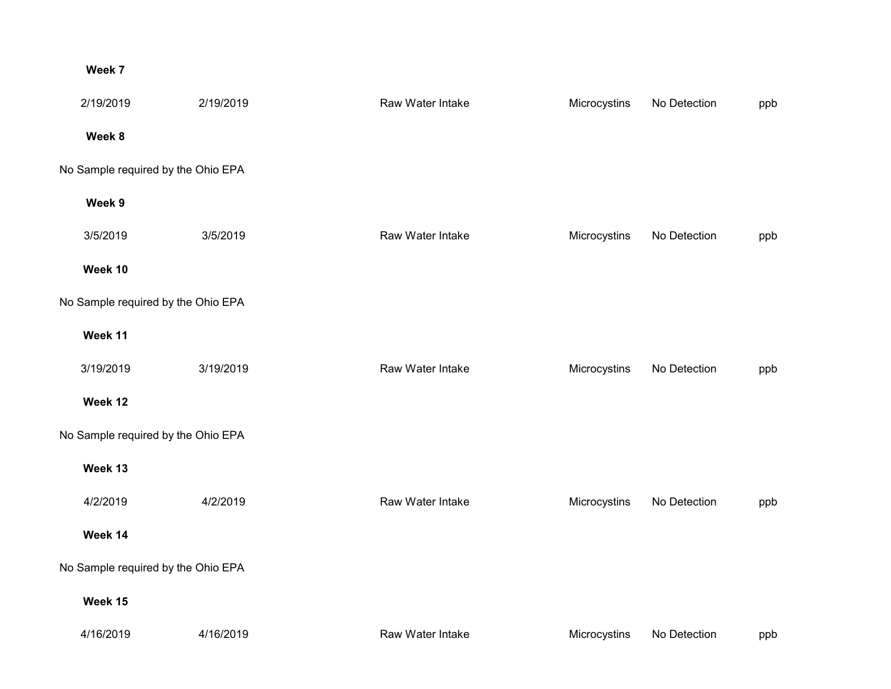**Week 7**

| | | | | | |
|---|---|---|---|---|---|
| 2/19/2019 | 2/19/2019 | Raw Water Intake | Microcystins | No Detection | ppb |

**Week 8**

No Sample required by the Ohio EPA

**Week 9**

| | | | | | |
|---|---|---|---|---|---|
| 3/5/2019 | 3/5/2019 | Raw Water Intake | Microcystins | No Detection | ppb |

**Week 10**

No Sample required by the Ohio EPA

**Week 11**

| | | | | | |
|---|---|---|---|---|---|
| 3/19/2019 | 3/19/2019 | Raw Water Intake | Microcystins | No Detection | ppb |

**Week 12**

No Sample required by the Ohio EPA

**Week 13**

| | | | | | |
|---|---|---|---|---|---|
| 4/2/2019 | 4/2/2019 | Raw Water Intake | Microcystins | No Detection | ppb |

**Week 14**

No Sample required by the Ohio EPA

**Week 15**

| | | | | | |
|---|---|---|---|---|---|
| 4/16/2019 | 4/16/2019 | Raw Water Intake | Microcystins | No Detection | ppb |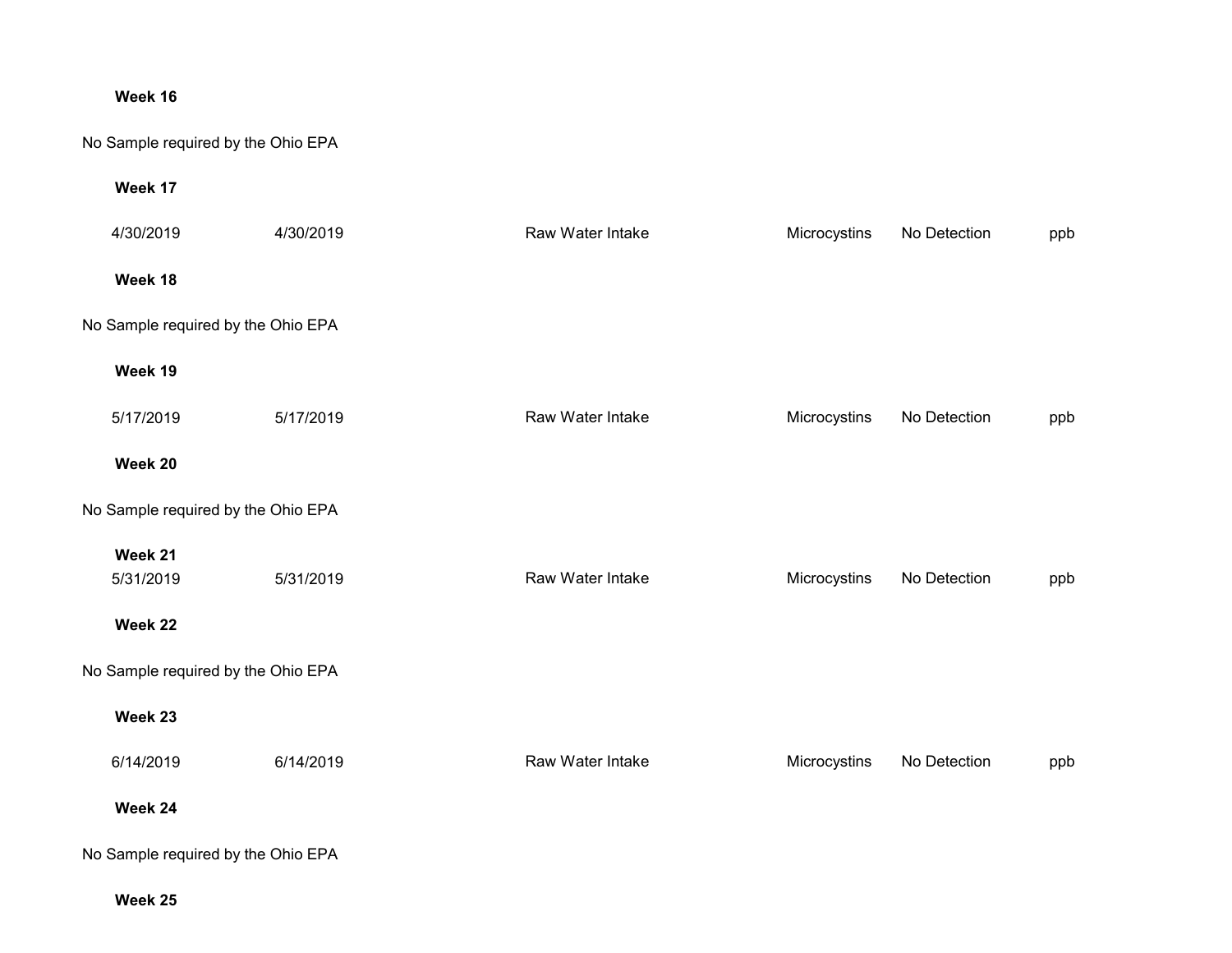**Week 16**

No Sample required by the Ohio EPA

**Week 17**

| | | | | | |
|---|---|---|---|---|---|
| 4/30/2019 | 4/30/2019 | Raw Water Intake | Microcystins | No Detection | ppb |

**Week 18**

No Sample required by the Ohio EPA

**Week 19**

| | | | | | |
|---|---|---|---|---|---|
| 5/17/2019 | 5/17/2019 | Raw Water Intake | Microcystins | No Detection | ppb |

**Week 20**

No Sample required by the Ohio EPA

**Week 21**

| | | | | | |
|---|---|---|---|---|---|
| 5/31/2019 | 5/31/2019 | Raw Water Intake | Microcystins | No Detection | ppb |

**Week 22**

No Sample required by the Ohio EPA

**Week 23**

| | | | | | |
|---|---|---|---|---|---|
| 6/14/2019 | 6/14/2019 | Raw Water Intake | Microcystins | No Detection | ppb |

**Week 24**

No Sample required by the Ohio EPA

**Week 25**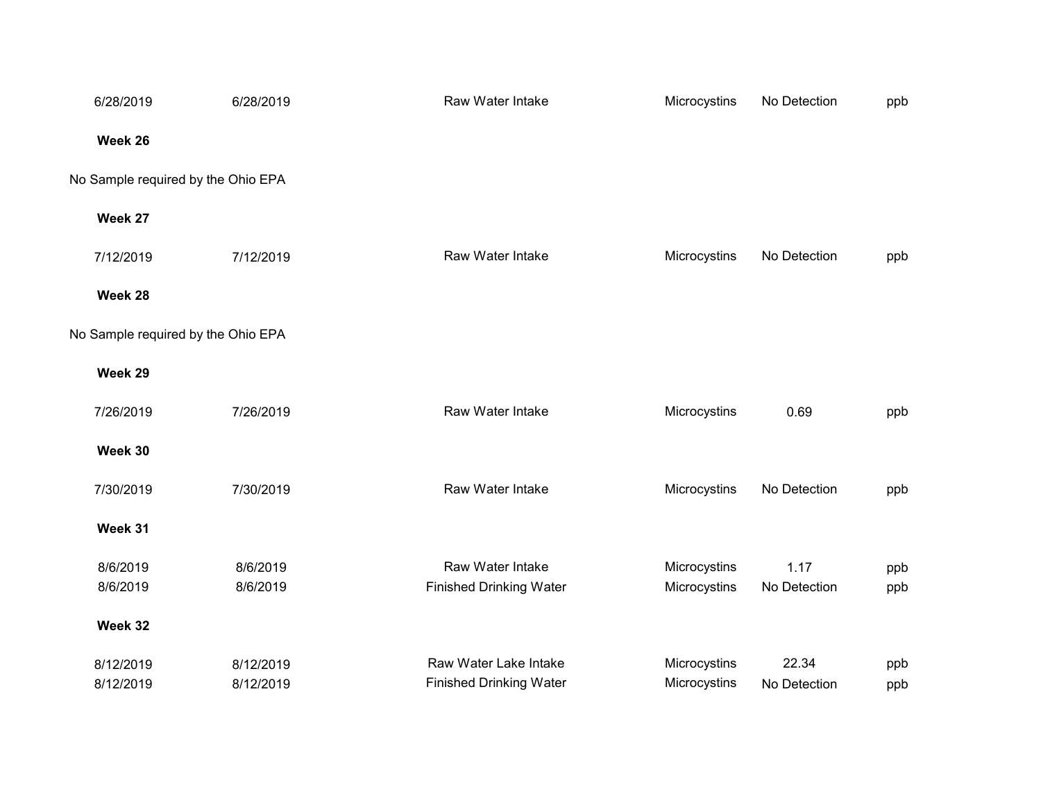| | | | | | |
|---|---|---|---|---|---|
| 6/28/2019 | 6/28/2019 | Raw Water Intake | Microcystins | No Detection | ppb |
| **Week 26** | | | | | |
| No Sample required by the Ohio EPA | | | | | |
| **Week 27** | | | | | |
| 7/12/2019 | 7/12/2019 | Raw Water Intake | Microcystins | No Detection | ppb |
| **Week 28** | | | | | |
| No Sample required by the Ohio EPA | | | | | |
| **Week 29** | | | | | |
| 7/26/2019 | 7/26/2019 | Raw Water Intake | Microcystins | 0.69 | ppb |
| **Week 30** | | | | | |
| 7/30/2019 | 7/30/2019 | Raw Water Intake | Microcystins | No Detection | ppb |
| **Week 31** | | | | | |
| 8/6/2019 | 8/6/2019 | Raw Water Intake | Microcystins | 1.17 | ppb |
| 8/6/2019 | 8/6/2019 | Finished Drinking Water | Microcystins | No Detection | ppb |
| **Week 32** | | | | | |
| 8/12/2019 | 8/12/2019 | Raw Water Lake Intake | Microcystins | 22.34 | ppb |
| 8/12/2019 | 8/12/2019 | Finished Drinking Water | Microcystins | No Detection | ppb |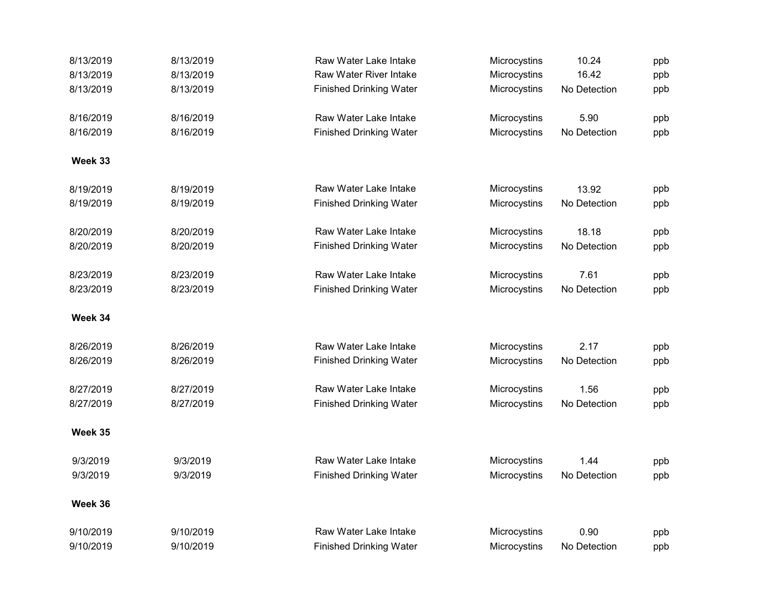| | | | | | |
|---|---|---|---|---|---|
| 8/13/2019 | 8/13/2019 | Raw Water Lake Intake | Microcystins | 10.24 | ppb |
| 8/13/2019 | 8/13/2019 | Raw Water River Intake | Microcystins | 16.42 | ppb |
| 8/13/2019 | 8/13/2019 | Finished Drinking Water | Microcystins | No Detection | ppb |
| | | | | | |
| 8/16/2019 | 8/16/2019 | Raw Water Lake Intake | Microcystins | 5.90 | ppb |
| 8/16/2019 | 8/16/2019 | Finished Drinking Water | Microcystins | No Detection | ppb |
| **Week 33** | | | | | |
| 8/19/2019 | 8/19/2019 | Raw Water Lake Intake | Microcystins | 13.92 | ppb |
| 8/19/2019 | 8/19/2019 | Finished Drinking Water | Microcystins | No Detection | ppb |
| | | | | | |
| 8/20/2019 | 8/20/2019 | Raw Water Lake Intake | Microcystins | 18.18 | ppb |
| 8/20/2019 | 8/20/2019 | Finished Drinking Water | Microcystins | No Detection | ppb |
| | | | | | |
| 8/23/2019 | 8/23/2019 | Raw Water Lake Intake | Microcystins | 7.61 | ppb |
| 8/23/2019 | 8/23/2019 | Finished Drinking Water | Microcystins | No Detection | ppb |
| **Week 34** | | | | | |
| 8/26/2019 | 8/26/2019 | Raw Water Lake Intake | Microcystins | 2.17 | ppb |
| 8/26/2019 | 8/26/2019 | Finished Drinking Water | Microcystins | No Detection | ppb |
| | | | | | |
| 8/27/2019 | 8/27/2019 | Raw Water Lake Intake | Microcystins | 1.56 | ppb |
| 8/27/2019 | 8/27/2019 | Finished Drinking Water | Microcystins | No Detection | ppb |
| **Week 35** | | | | | |
| 9/3/2019 | 9/3/2019 | Raw Water Lake Intake | Microcystins | 1.44 | ppb |
| 9/3/2019 | 9/3/2019 | Finished Drinking Water | Microcystins | No Detection | ppb |
| **Week 36** | | | | | |
| 9/10/2019 | 9/10/2019 | Raw Water Lake Intake | Microcystins | 0.90 | ppb |
| 9/10/2019 | 9/10/2019 | Finished Drinking Water | Microcystins | No Detection | ppb |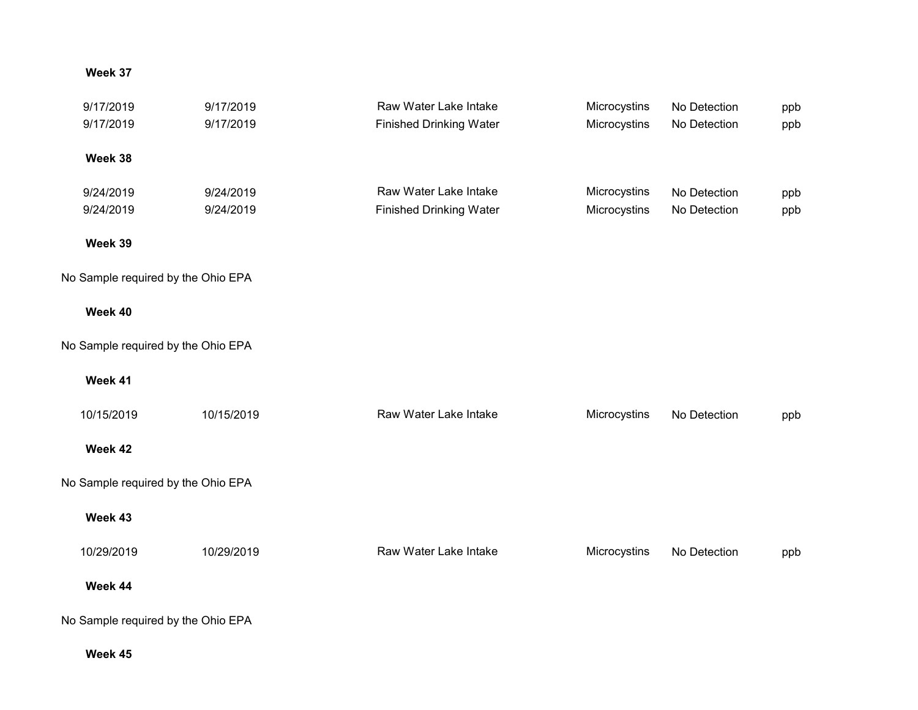**Week 37**

| | | | | | |
|---|---|---|---|---|---|
| 9/17/2019 | 9/17/2019 | Raw Water Lake Intake | Microcystins | No Detection | ppb |
| 9/17/2019 | 9/17/2019 | Finished Drinking Water | Microcystins | No Detection | ppb |

**Week 38**

| | | | | | |
|---|---|---|---|---|---|
| 9/24/2019 | 9/24/2019 | Raw Water Lake Intake | Microcystins | No Detection | ppb |
| 9/24/2019 | 9/24/2019 | Finished Drinking Water | Microcystins | No Detection | ppb |

**Week 39**

No Sample required by the Ohio EPA

**Week 40**

No Sample required by the Ohio EPA

**Week 41**

| | | | | | |
|---|---|---|---|---|---|
| 10/15/2019 | 10/15/2019 | Raw Water Lake Intake | Microcystins | No Detection | ppb |

**Week 42**

No Sample required by the Ohio EPA

**Week 43**

| | | | | | |
|---|---|---|---|---|---|
| 10/29/2019 | 10/29/2019 | Raw Water Lake Intake | Microcystins | No Detection | ppb |

**Week 44**

No Sample required by the Ohio EPA

**Week 45**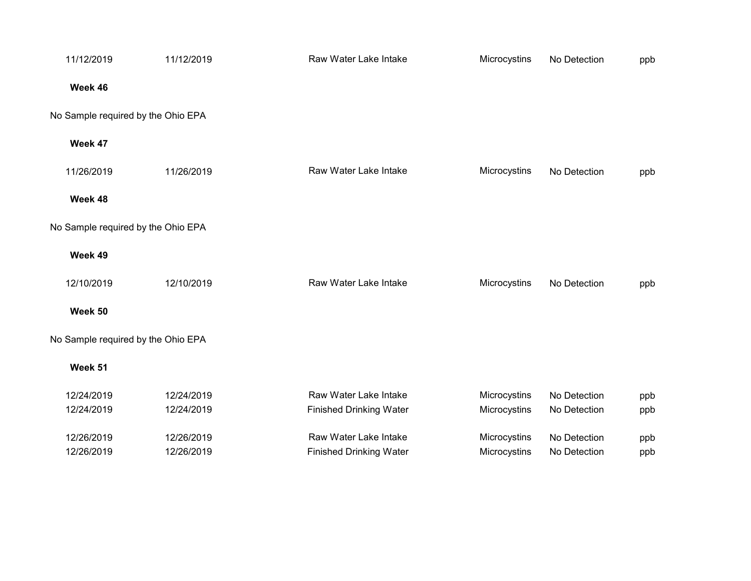| | | | | | |
|---|---|---|---|---|---|
| 11/12/2019 | 11/12/2019 | Raw Water Lake Intake | Microcystins | No Detection | ppb |

**Week 46**

No Sample required by the Ohio EPA

**Week 47**

| | | | | | |
|---|---|---|---|---|---|
| 11/26/2019 | 11/26/2019 | Raw Water Lake Intake | Microcystins | No Detection | ppb |

**Week 48**

No Sample required by the Ohio EPA

**Week 49**

| | | | | | |
|---|---|---|---|---|---|
| 12/10/2019 | 12/10/2019 | Raw Water Lake Intake | Microcystins | No Detection | ppb |

**Week 50**

No Sample required by the Ohio EPA

**Week 51**

| | | | | | |
|---|---|---|---|---|---|
| 12/24/2019 | 12/24/2019 | Raw Water Lake Intake | Microcystins | No Detection | ppb |
| 12/24/2019 | 12/24/2019 | Finished Drinking Water | Microcystins | No Detection | ppb |
| 12/26/2019 | 12/26/2019 | Raw Water Lake Intake | Microcystins | No Detection | ppb |
| 12/26/2019 | 12/26/2019 | Finished Drinking Water | Microcystins | No Detection | ppb |